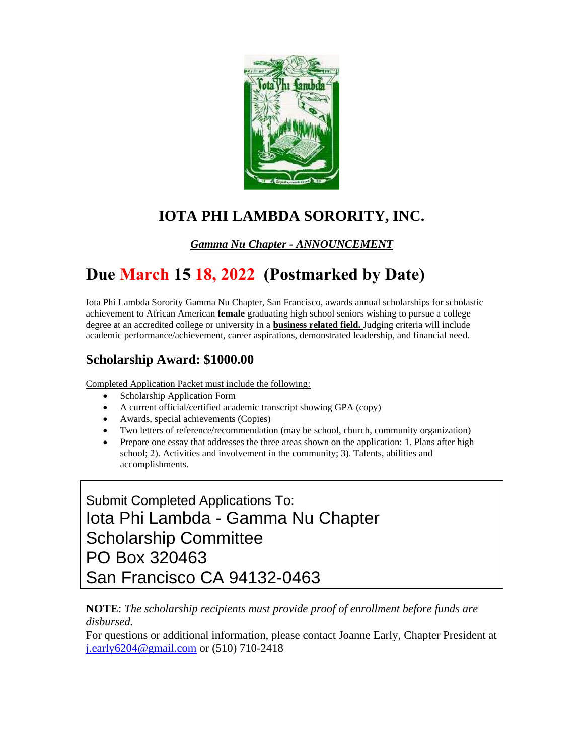# IOTA PHI LAMBDA SORORITY, INC.

***Gamma Nu Chapter - ANNOUNCEMENT***

## Due March ~~15~~ 18, 2022 (Postmarked by Date)

Iota Phi Lambda Sorority Gamma Nu Chapter, San Francisco, awards annual scholarships for scholastic achievement to African American **female** graduating high school seniors wishing to pursue a college degree at an accredited college or university in a **business related field.** Judging criteria will include academic performance/achievement, career aspirations, demonstrated leadership, and financial need.

### Scholarship Award: $1000.00

Completed Application Packet must include the following:

- Scholarship Application Form
- A current official/certified academic transcript showing GPA (copy)
- Awards, special achievements (Copies)
- Two letters of reference/recommendation (may be school, church, community organization)
- Prepare one essay that addresses the three areas shown on the application: 1. Plans after high school; 2). Activities and involvement in the community; 3). Talents, abilities and accomplishments.

Submit Completed Applications To:
Iota Phi Lambda - Gamma Nu Chapter
Scholarship Committee
PO Box 320463
San Francisco CA 94132-0463

**NOTE**: *The scholarship recipients must provide proof of enrollment before funds are disbursed.*

For questions or additional information, please contact Joanne Early, Chapter President at j.early6204@gmail.com or (510) 710-2418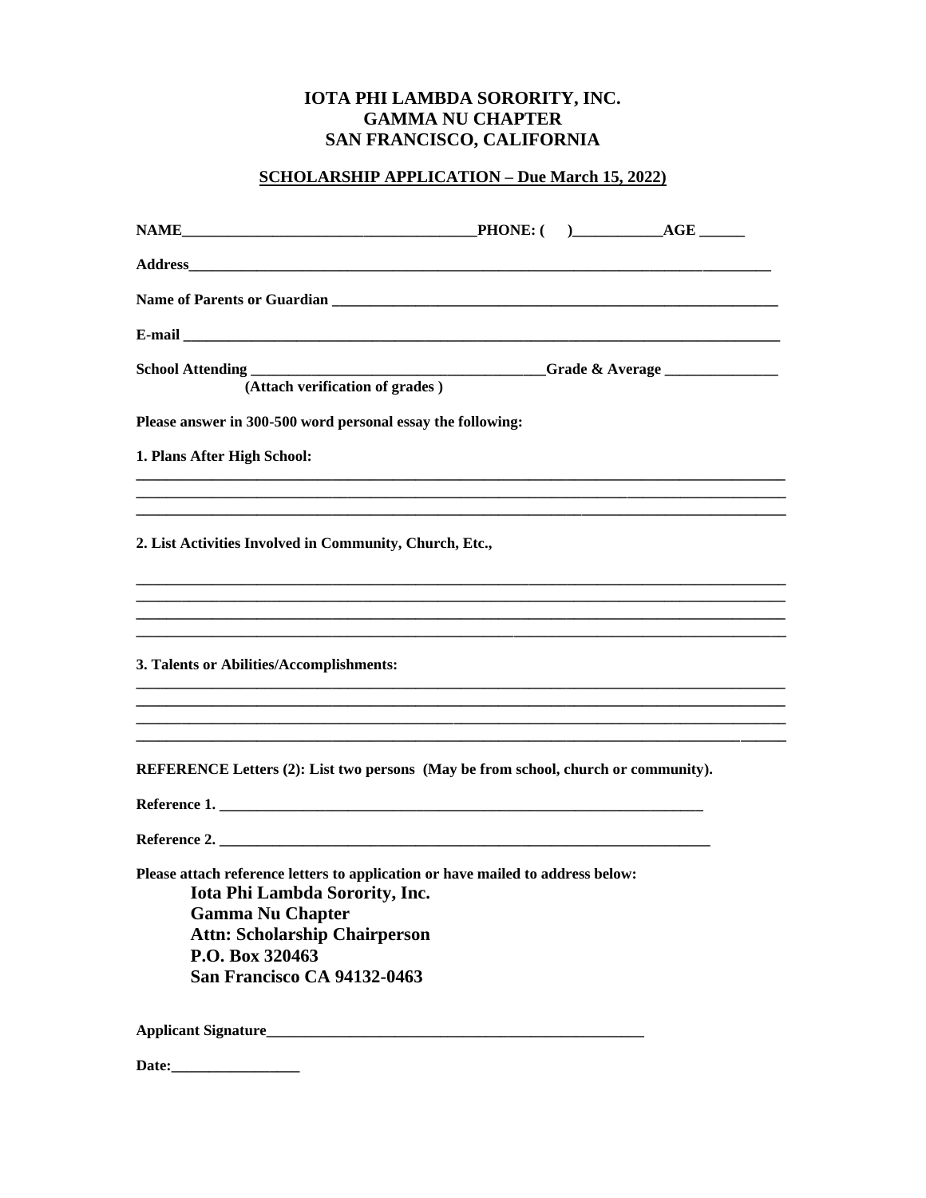**IOTA PHI LAMBDA SORORITY, INC.**
**GAMMA NU CHAPTER**
**SAN FRANCISCO, CALIFORNIA**

**SCHOLARSHIP APPLICATION – Due March 15, 2022)**

**NAME**_______________________________________**PHONE: (     )**____________**AGE** ______

**Address**_______________________________________________________________________________

**Name of Parents or Guardian** _____________________________________________________________

**E-mail** _________________________________________________________________________________

**School Attending** _______________________________________**Grade & Average** _______________
**(Attach verification of grades )**

**Please answer in 300-500 word personal essay the following:**

**1. Plans After High School:**

______________________________________________________________________________________
______________________________________________________________________________________
______________________________________________________________________________________

**2. List Activities Involved in Community, Church, Etc.,**

______________________________________________________________________________________
______________________________________________________________________________________
______________________________________________________________________________________
______________________________________________________________________________________

**3. Talents or Abilities/Accomplishments:**

______________________________________________________________________________________
______________________________________________________________________________________
______________________________________________________________________________________
______________________________________________________________________________________

**REFERENCE Letters (2): List two persons (May be from school, church or community).**

**Reference 1.** ____________________________________________________________________

**Reference 2.** ____________________________________________________________________

**Please attach reference letters to application or have mailed to address below:**

**Iota Phi Lambda Sorority, Inc.**
**Gamma Nu Chapter**
**Attn: Scholarship Chairperson**
**P.O. Box 320463**
**San Francisco CA 94132-0463**

**Applicant Signature**__________________________________________________

**Date:**_________________